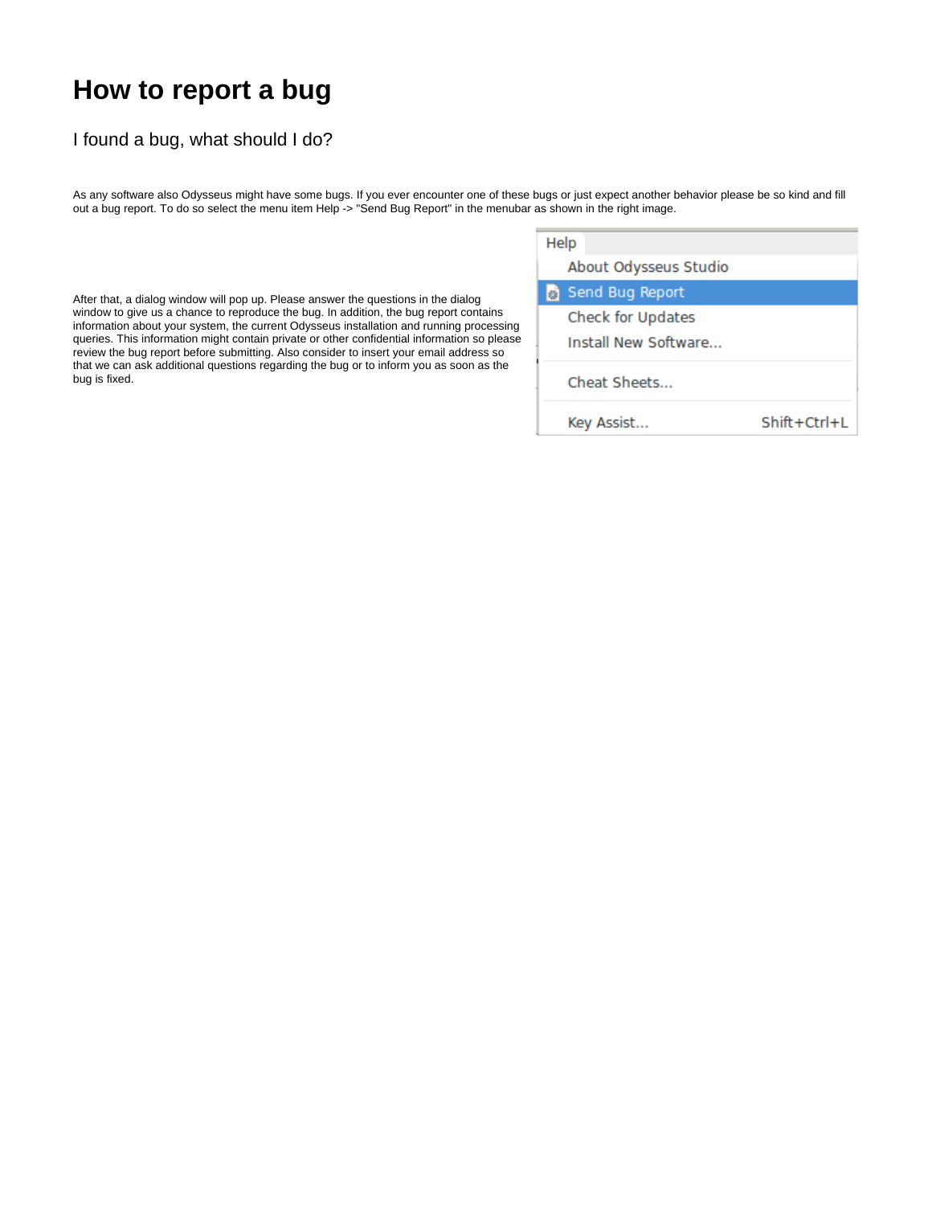# How to report a bug

## I found a bug, what should I do?

As any software also Odysseus might have some bugs. If you ever encounter one of these bugs or just expect another behavior please be so kind and fill out a bug report. To do so select the menu item Help -> "Send Bug Report" in the menubar as shown in the right image.

After that, a dialog window will pop up. Please answer the questions in the dialog window to give us a chance to reproduce the bug. In addition, the bug report contains information about your system, the current Odysseus installation and running processing queries. This information might contain private or other confidential information so please review the bug report before submitting. Also consider to insert your email address so that we can ask additional questions regarding the bug or to inform you as soon as the bug is fixed.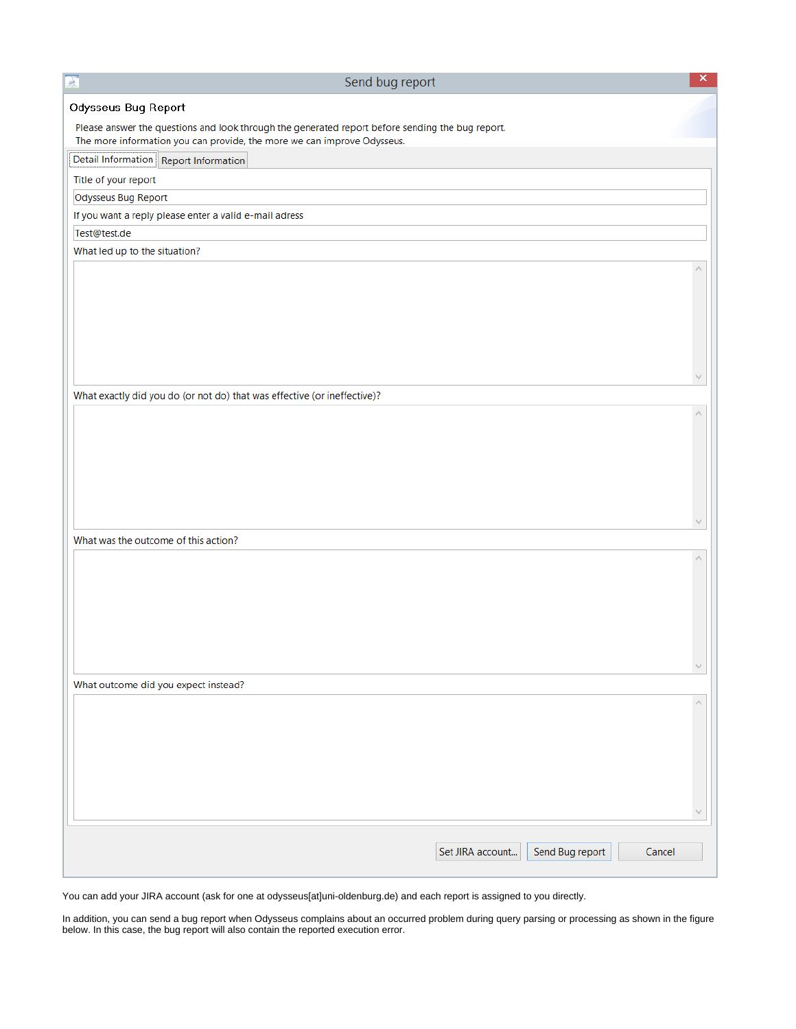Send bug report

Odysseus Bug Report

Please answer the questions and look through the generated report before sending the bug report.
The more information you can provide, the more we can improve Odysseus.

Detail Information | Report Information

Title of your report

Odysseus Bug Report

If you want a reply please enter a valid e-mail adress

Test@test.de

What led up to the situation?

What exactly did you do (or not do) that was effective (or ineffective)?

What was the outcome of this action?

What outcome did you expect instead?

Set JIRA account... | Send Bug report | Cancel

You can add your JIRA account (ask for one at odysseus[at]uni-oldenburg.de) and each report is assigned to you directly.

In addition, you can send a bug report when Odysseus complains about an occurred problem during query parsing or processing as shown in the figure below. In this case, the bug report will also contain the reported execution error.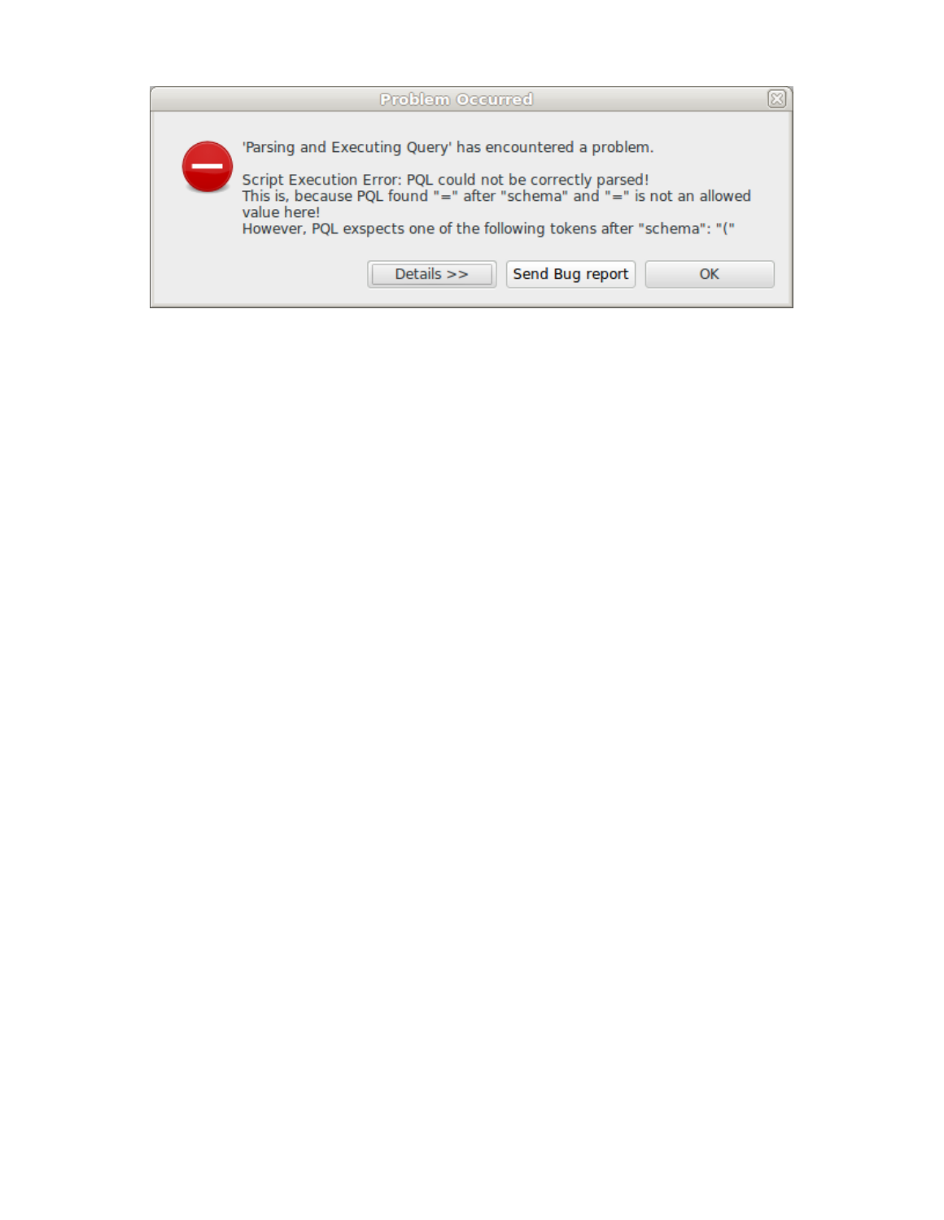Problem Occurred

'Parsing and Executing Query' has encountered a problem.

Script Execution Error: PQL could not be correctly parsed!
This is, because PQL found "=" after "schema" and "=" is not an allowed value here!
However, PQL exspects one of the following tokens after "schema": "("

Details >> | Send Bug report | OK